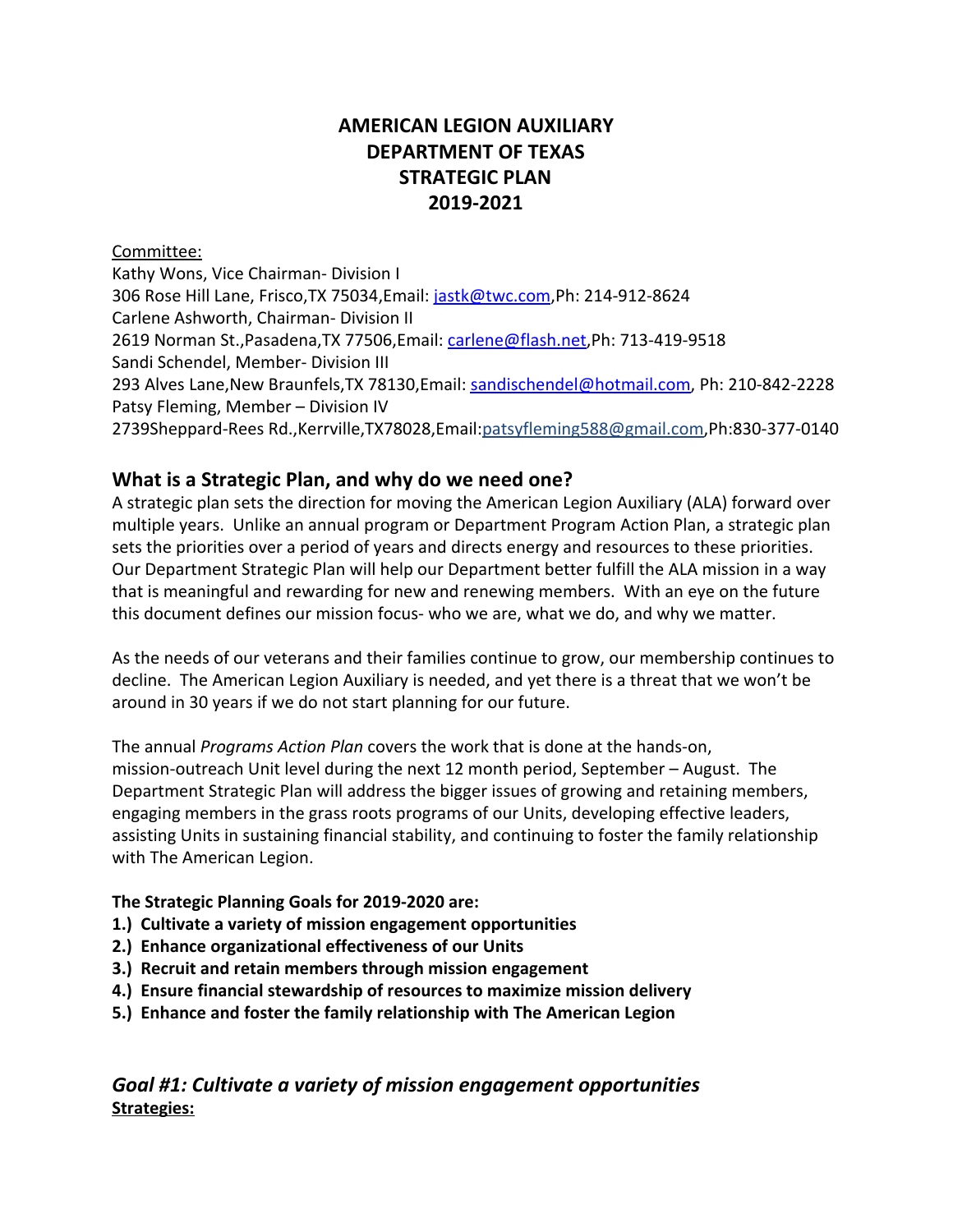# AMERICAN LEGION AUXILIARY
# DEPARTMENT OF TEXAS
# STRATEGIC PLAN
# 2019-2021

Committee:

Kathy Wons, Vice Chairman- Division I
306 Rose Hill Lane, Frisco,TX 75034,Email: jastk@twc.com,Ph: 214-912-8624
Carlene Ashworth, Chairman- Division II
2619 Norman St.,Pasadena,TX 77506,Email: carlene@flash.net,Ph: 713-419-9518
Sandi Schendel, Member- Division III
293 Alves Lane,New Braunfels,TX 78130,Email: sandischendel@hotmail.com, Ph: 210-842-2228
Patsy Fleming, Member – Division IV
2739Sheppard-Rees Rd.,Kerrville,TX78028,Email:patsyfleming588@gmail.com,Ph:830-377-0140

## What is a Strategic Plan, and why do we need one?

A strategic plan sets the direction for moving the American Legion Auxiliary (ALA) forward over multiple years. Unlike an annual program or Department Program Action Plan, a strategic plan sets the priorities over a period of years and directs energy and resources to these priorities. Our Department Strategic Plan will help our Department better fulfill the ALA mission in a way that is meaningful and rewarding for new and renewing members. With an eye on the future this document defines our mission focus- who we are, what we do, and why we matter.

As the needs of our veterans and their families continue to grow, our membership continues to decline. The American Legion Auxiliary is needed, and yet there is a threat that we won't be around in 30 years if we do not start planning for our future.

The annual *Programs Action Plan* covers the work that is done at the hands-on, mission-outreach Unit level during the next 12 month period, September – August. The Department Strategic Plan will address the bigger issues of growing and retaining members, engaging members in the grass roots programs of our Units, developing effective leaders, assisting Units in sustaining financial stability, and continuing to foster the family relationship with The American Legion.

**The Strategic Planning Goals for 2019-2020 are:**

1.) **Cultivate a variety of mission engagement opportunities**
2.) **Enhance organizational effectiveness of our Units**
3.) **Recruit and retain members through mission engagement**
4.) **Ensure financial stewardship of resources to maximize mission delivery**
5.) **Enhance and foster the family relationship with The American Legion**

## *Goal #1: Cultivate a variety of mission engagement opportunities*

**Strategies:**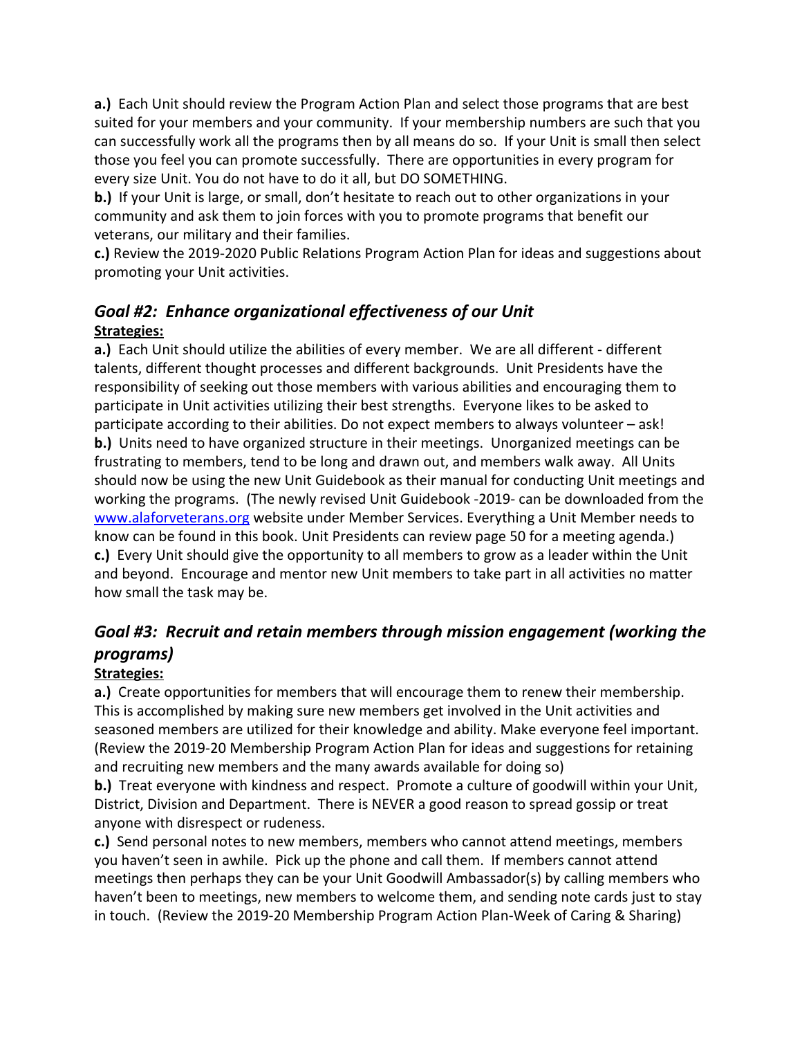**a.)** Each Unit should review the Program Action Plan and select those programs that are best suited for your members and your community. If your membership numbers are such that you can successfully work all the programs then by all means do so. If your Unit is small then select those you feel you can promote successfully. There are opportunities in every program for every size Unit. You do not have to do it all, but DO SOMETHING.

**b.)** If your Unit is large, or small, don't hesitate to reach out to other organizations in your community and ask them to join forces with you to promote programs that benefit our veterans, our military and their families.

**c.)** Review the 2019-2020 Public Relations Program Action Plan for ideas and suggestions about promoting your Unit activities.

## *Goal #2: Enhance organizational effectiveness of our Unit*

**Strategies:**

**a.)** Each Unit should utilize the abilities of every member. We are all different - different talents, different thought processes and different backgrounds. Unit Presidents have the responsibility of seeking out those members with various abilities and encouraging them to participate in Unit activities utilizing their best strengths. Everyone likes to be asked to participate according to their abilities. Do not expect members to always volunteer – ask!

**b.)** Units need to have organized structure in their meetings. Unorganized meetings can be frustrating to members, tend to be long and drawn out, and members walk away. All Units should now be using the new Unit Guidebook as their manual for conducting Unit meetings and working the programs. (The newly revised Unit Guidebook -2019- can be downloaded from the www.alaforveterans.org website under Member Services. Everything a Unit Member needs to know can be found in this book. Unit Presidents can review page 50 for a meeting agenda.)

**c.)** Every Unit should give the opportunity to all members to grow as a leader within the Unit and beyond. Encourage and mentor new Unit members to take part in all activities no matter how small the task may be.

## *Goal #3: Recruit and retain members through mission engagement (working the programs)*

**Strategies:**

**a.)** Create opportunities for members that will encourage them to renew their membership. This is accomplished by making sure new members get involved in the Unit activities and seasoned members are utilized for their knowledge and ability. Make everyone feel important. (Review the 2019-20 Membership Program Action Plan for ideas and suggestions for retaining and recruiting new members and the many awards available for doing so)

**b.)** Treat everyone with kindness and respect. Promote a culture of goodwill within your Unit, District, Division and Department. There is NEVER a good reason to spread gossip or treat anyone with disrespect or rudeness.

**c.)** Send personal notes to new members, members who cannot attend meetings, members you haven't seen in awhile. Pick up the phone and call them. If members cannot attend meetings then perhaps they can be your Unit Goodwill Ambassador(s) by calling members who haven't been to meetings, new members to welcome them, and sending note cards just to stay in touch. (Review the 2019-20 Membership Program Action Plan-Week of Caring & Sharing)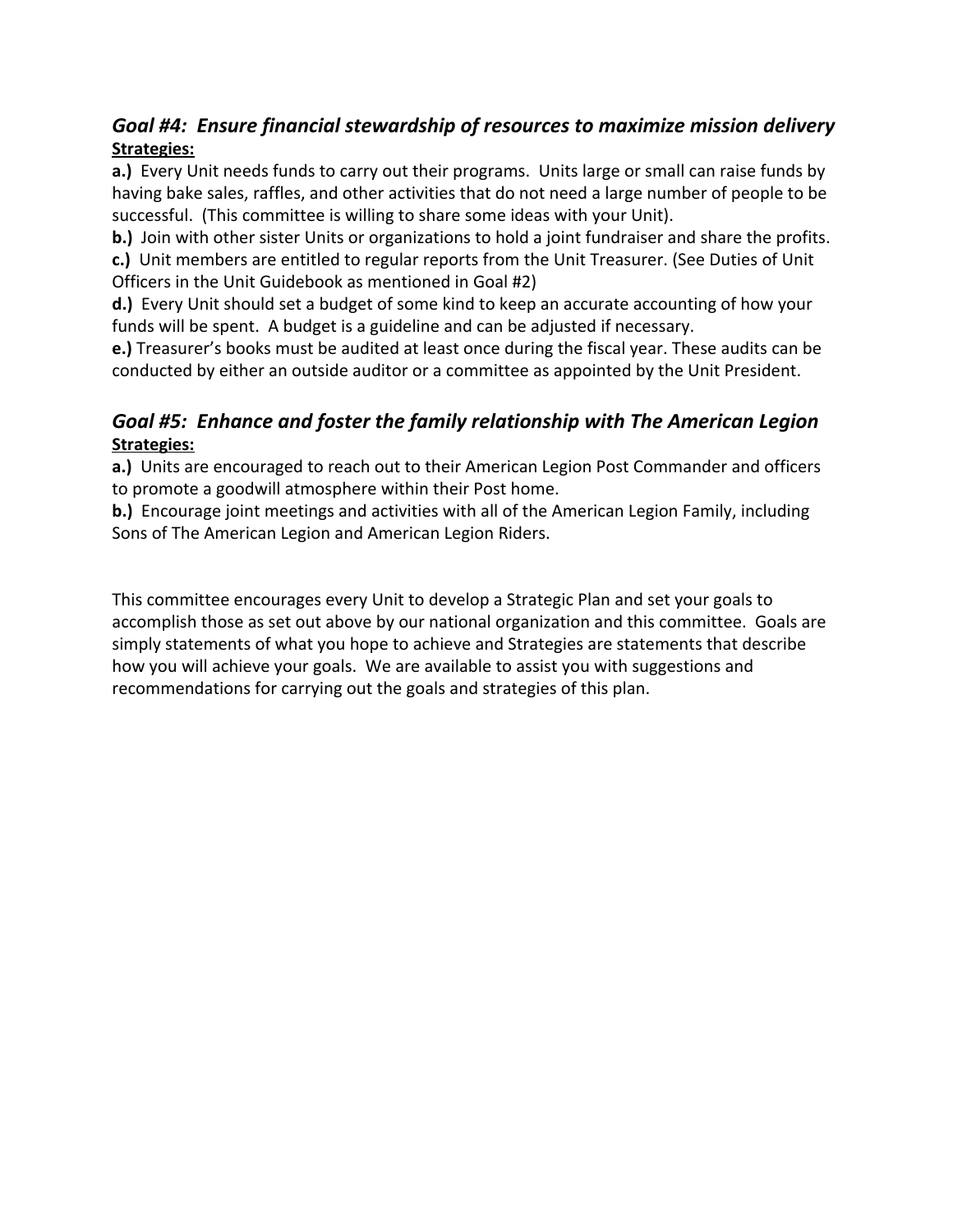## *Goal #4: Ensure financial stewardship of resources to maximize mission delivery*

**Strategies:**

**a.)** Every Unit needs funds to carry out their programs. Units large or small can raise funds by having bake sales, raffles, and other activities that do not need a large number of people to be successful. (This committee is willing to share some ideas with your Unit).

**b.)** Join with other sister Units or organizations to hold a joint fundraiser and share the profits.

**c.)** Unit members are entitled to regular reports from the Unit Treasurer. (See Duties of Unit Officers in the Unit Guidebook as mentioned in Goal #2)

**d.)** Every Unit should set a budget of some kind to keep an accurate accounting of how your funds will be spent. A budget is a guideline and can be adjusted if necessary.

**e.)** Treasurer's books must be audited at least once during the fiscal year. These audits can be conducted by either an outside auditor or a committee as appointed by the Unit President.

## *Goal #5: Enhance and foster the family relationship with The American Legion*

**Strategies:**

**a.)** Units are encouraged to reach out to their American Legion Post Commander and officers to promote a goodwill atmosphere within their Post home.

**b.)** Encourage joint meetings and activities with all of the American Legion Family, including Sons of The American Legion and American Legion Riders.

This committee encourages every Unit to develop a Strategic Plan and set your goals to accomplish those as set out above by our national organization and this committee. Goals are simply statements of what you hope to achieve and Strategies are statements that describe how you will achieve your goals. We are available to assist you with suggestions and recommendations for carrying out the goals and strategies of this plan.